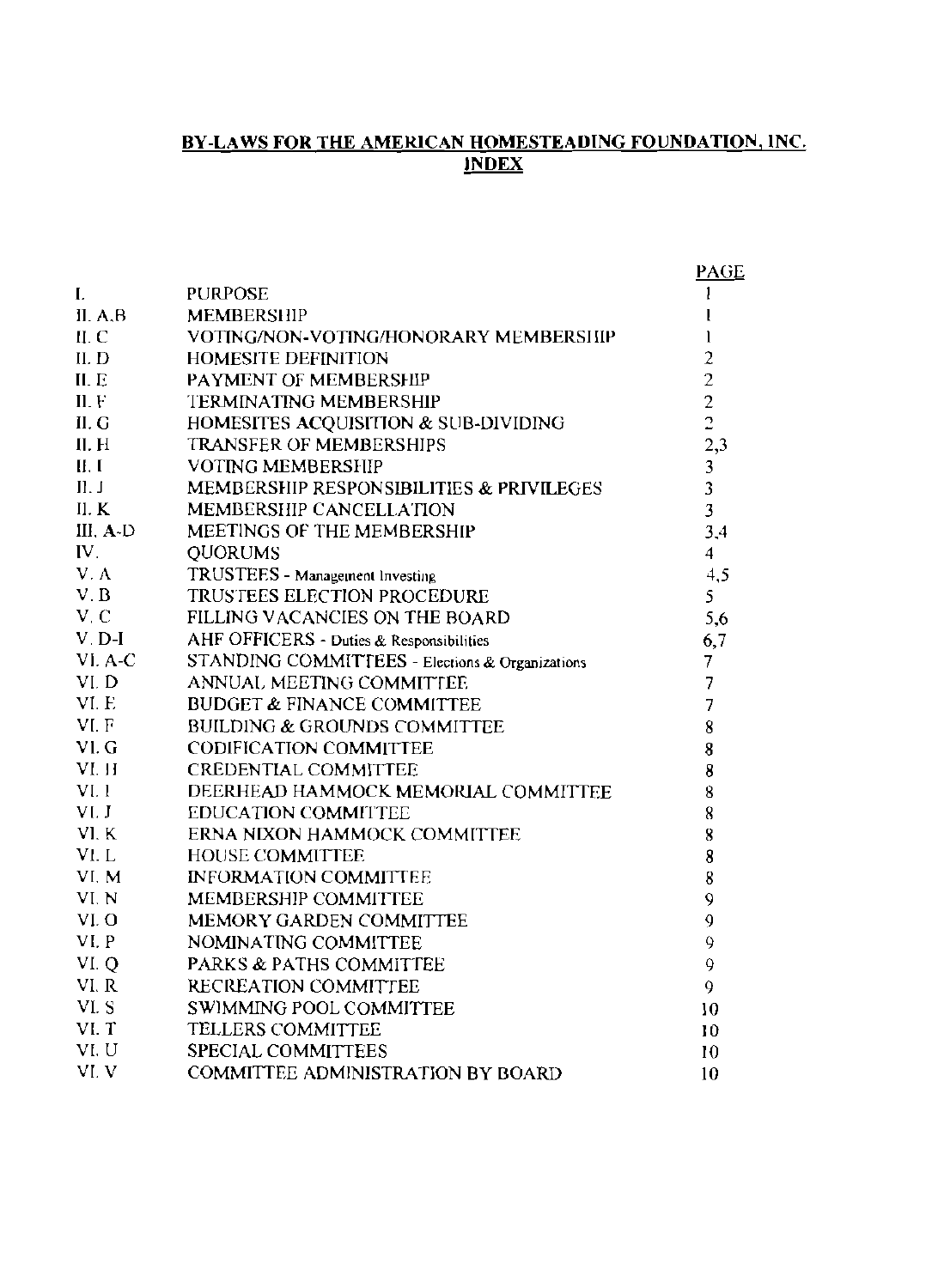## BY-LAWS FOR THE AMERICAN HOMESTEADING FOUNDATION, INC.
## INDEX

| | | PAGE |
|---|---|---|
| I. | PURPOSE | 1 |
| II. A,B | MEMBERSHIP | 1 |
| II. C | VOTING/NON-VOTING/HONORARY MEMBERSHIP | 1 |
| II. D | HOMESITE DEFINITION | 2 |
| II. E | PAYMENT OF MEMBERSHIP | 2 |
| II. F | TERMINATING MEMBERSHIP | 2 |
| II. G | HOMESITES ACQUISITION & SUB-DIVIDING | 2 |
| II. H | TRANSFER OF MEMBERSHIPS | 2,3 |
| II. I | VOTING MEMBERSHIP | 3 |
| II. J | MEMBERSHIP RESPONSIBILITIES & PRIVILEGES | 3 |
| II. K | MEMBERSHIP CANCELLATION | 3 |
| III. A-D | MEETINGS OF THE MEMBERSHIP | 3,4 |
| IV. | QUORUMS | 4 |
| V. A | TRUSTEES - Management Investing | 4,5 |
| V. B | TRUSTEES ELECTION PROCEDURE | 5 |
| V. C | FILLING VACANCIES ON THE BOARD | 5,6 |
| V. D-I | AHF OFFICERS - Duties & Responsibilities | 6,7 |
| VI. A-C | STANDING COMMITTEES - Elections & Organizations | 7 |
| VI. D | ANNUAL MEETING COMMITTEE | 7 |
| VI. E | BUDGET & FINANCE COMMITTEE | 7 |
| VI. F | BUILDING & GROUNDS COMMITTEE | 8 |
| VI. G | CODIFICATION COMMITTEE | 8 |
| VI. H | CREDENTIAL COMMITTEE | 8 |
| VI. I | DEERHEAD HAMMOCK MEMORIAL COMMITTEE | 8 |
| VI. J | EDUCATION COMMITTEE | 8 |
| VI. K | ERNA NIXON HAMMOCK COMMITTEE | 8 |
| VI. L | HOUSE COMMITTEE | 8 |
| VI. M | INFORMATION COMMITTEE | 8 |
| VI. N | MEMBERSHIP COMMITTEE | 9 |
| VI. O | MEMORY GARDEN COMMITTEE | 9 |
| VI. P | NOMINATING COMMITTEE | 9 |
| VI. Q | PARKS & PATHS COMMITTEE | 9 |
| VI. R | RECREATION COMMITTEE | 9 |
| VI. S | SWIMMING POOL COMMITTEE | 10 |
| VI. T | TELLERS COMMITTEE | 10 |
| VI. U | SPECIAL COMMITTEES | 10 |
| VI. V | COMMITTEE ADMINISTRATION BY BOARD | 10 |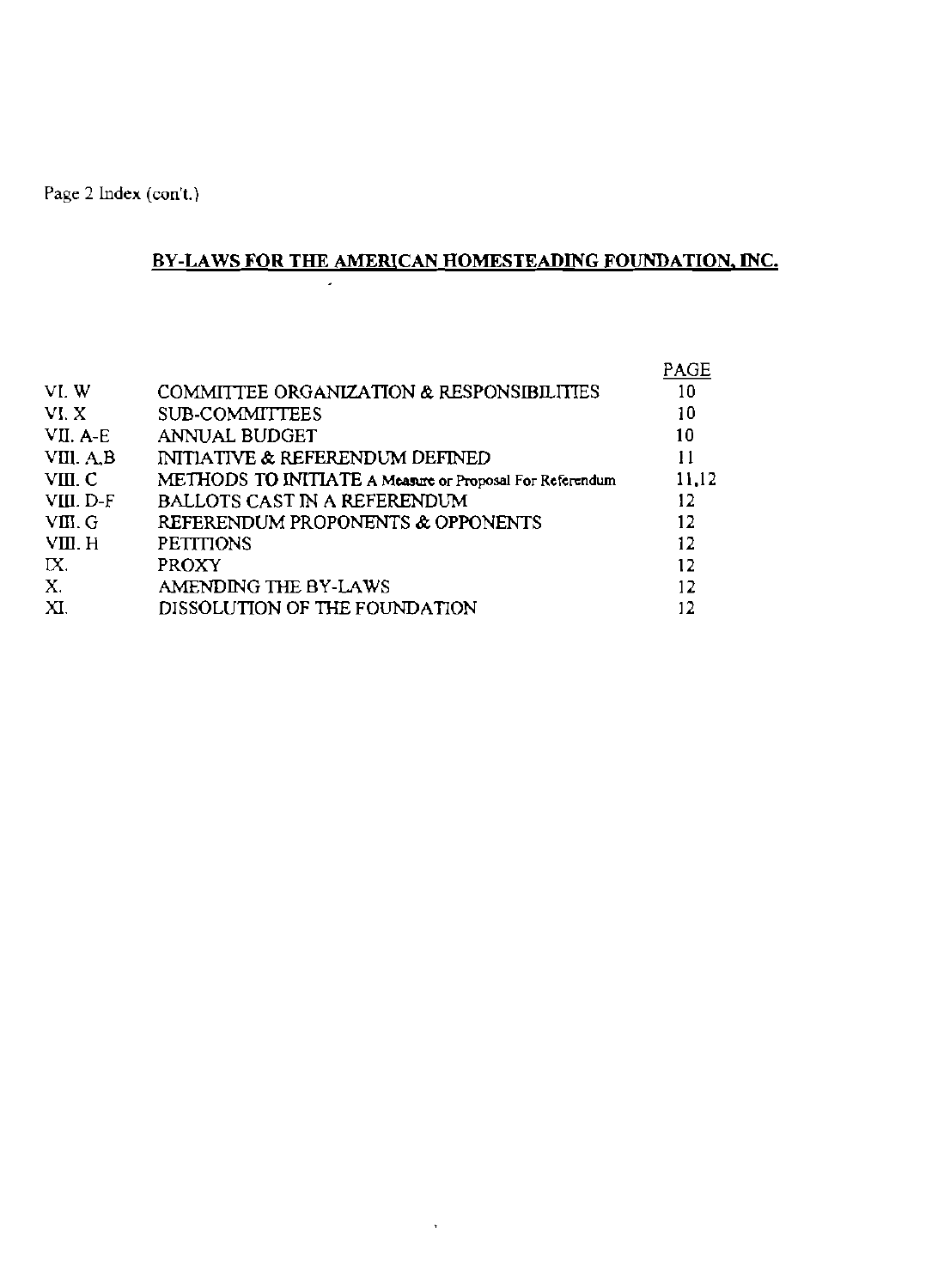Page 2 Index (con't.)

## BY-LAWS FOR THE AMERICAN HOMESTEADING FOUNDATION, INC.

| | | PAGE |
|---|---|---|
| VI. W | COMMITTEE ORGANIZATION & RESPONSIBILITIES | 10 |
| VI. X | SUB-COMMITTEES | 10 |
| VII. A-E | ANNUAL BUDGET | 10 |
| VIII. A,B | INITIATIVE & REFERENDUM DEFINED | 11 |
| VIII. C | METHODS TO INITIATE A Measure or Proposal For Referendum | 11,12 |
| VIII. D-F | BALLOTS CAST IN A REFERENDUM | 12 |
| VIII. G | REFERENDUM PROPONENTS & OPPONENTS | 12 |
| VIII. H | PETITIONS | 12 |
| IX. | PROXY | 12 |
| X. | AMENDING THE BY-LAWS | 12 |
| XI. | DISSOLUTION OF THE FOUNDATION | 12 |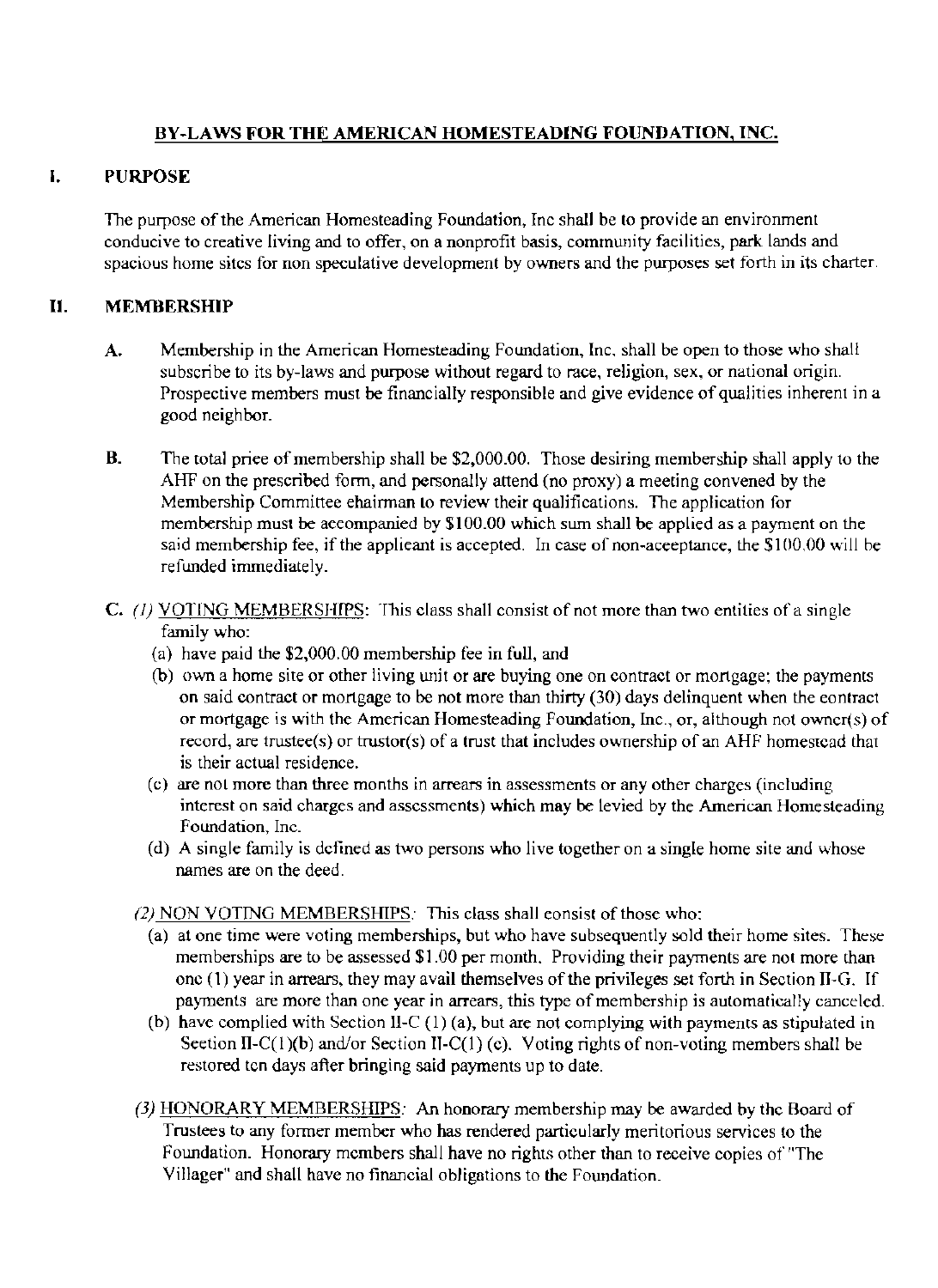# BY-LAWS FOR THE AMERICAN HOMESTEADING FOUNDATION, INC.

## I. PURPOSE

The purpose of the American Homesteading Foundation, Inc shall be to provide an environment conducive to creative living and to offer, on a nonprofit basis, community facilities, park lands and spacious home sites for non speculative development by owners and the purposes set forth in its charter.

## II. MEMBERSHIP

**A.** Membership in the American Homesteading Foundation, Inc. shall be open to those who shall subscribe to its by-laws and purpose without regard to race, religion, sex, or national origin. Prospective members must be financially responsible and give evidence of qualities inherent in a good neighbor.

**B.** The total price of membership shall be $2,000.00. Those desiring membership shall apply to the AHF on the prescribed form, and personally attend (no proxy) a meeting convened by the Membership Committee chairman to review their qualifications. The application for membership must be accompanied by $100.00 which sum shall be applied as a payment on the said membership fee, if the applicant is accepted. In case of non-acceptance, the $100.00 will be refunded immediately.

**C.** *(1)* <u>VOTING MEMBERSHIPS</u>: This class shall consist of not more than two entities of a single family who:

(a) have paid the $2,000.00 membership fee in full, and

(b) own a home site or other living unit or are buying one on contract or mortgage; the payments on said contract or mortgage to be not more than thirty (30) days delinquent when the contract or mortgage is with the American Homesteading Foundation, Inc., or, although not owner(s) of record, are trustee(s) or trustor(s) of a trust that includes ownership of an AHF homestead that is their actual residence.

(c) are not more than three months in arrears in assessments or any other charges (including interest on said charges and assessments) which may be levied by the American Homesteading Foundation, Inc.

(d) A single family is defined as two persons who live together on a single home site and whose names are on the deed.

*(2)* <u>NON VOTING MEMBERSHIPS</u>: This class shall consist of those who:

(a) at one time were voting memberships, but who have subsequently sold their home sites. These memberships are to be assessed $1.00 per month. Providing their payments are not more than one (1) year in arrears, they may avail themselves of the privileges set forth in Section II-G. If payments are more than one year in arrears, this type of membership is automatically canceled.

(b) have complied with Section II-C (1) (a), but are not complying with payments as stipulated in Section II-C(1)(b) and/or Section II-C(1) (c). Voting rights of non-voting members shall be restored ten days after bringing said payments up to date.

*(3)* <u>HONORARY MEMBERSHIPS</u>: An honorary membership may be awarded by the Board of Trustees to any former member who has rendered particularly meritorious services to the Foundation. Honorary members shall have no rights other than to receive copies of "The Villager" and shall have no financial obligations to the Foundation.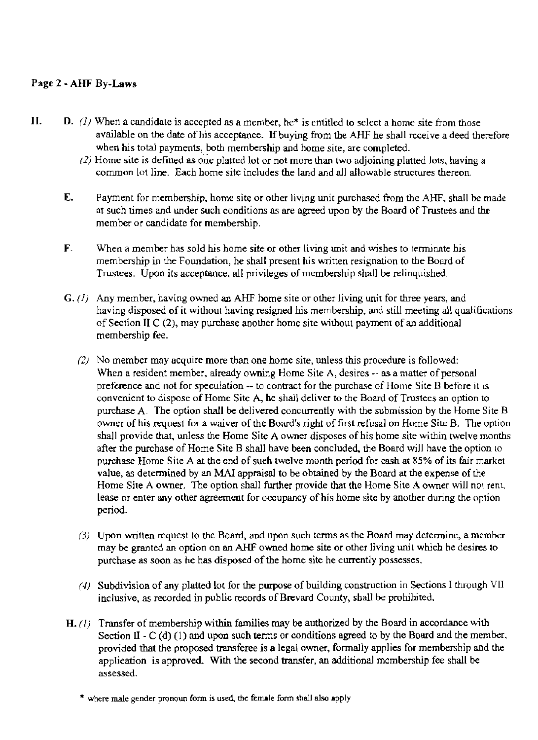II. **D.** *(1)* When a candidate is accepted as a member, he* is entitled to select a home site from those available on the date of his acceptance. If buying from the AHF he shall receive a deed therefore when his total payments, both membership and home site, are completed.

*(2)* Home site is defined as one platted lot or not more than two adjoining platted lots, having a common lot line. Each home site includes the land and all allowable structures thereon.

**E.** Payment for membership, home site or other living unit purchased from the AHF, shall be made at such times and under such conditions as are agreed upon by the Board of Trustees and the member or candidate for membership.

**F.** When a member has sold his home site or other living unit and wishes to terminate his membership in the Foundation, he shall present his written resignation to the Board of Trustees. Upon its acceptance, all privileges of membership shall be relinquished.

**G.** *(1)* Any member, having owned an AHF home site or other living unit for three years, and having disposed of it without having resigned his membership, and still meeting all qualifications of Section II C (2), may purchase another home site without payment of an additional membership fee.

*(2)* No member may acquire more than one home site, unless this procedure is followed: When a resident member, already owning Home Site A, desires -- as a matter of personal preference and not for speculation -- to contract for the purchase of Home Site B before it is convenient to dispose of Home Site A, he shall deliver to the Board of Trustees an option to purchase A. The option shall be delivered concurrently with the submission by the Home Site B owner of his request for a waiver of the Board's right of first refusal on Home Site B. The option shall provide that, unless the Home Site A owner disposes of his home site within twelve months after the purchase of Home Site B shall have been concluded, the Board will have the option to purchase Home Site A at the end of such twelve month period for cash at 85% of its fair market value, as determined by an MAI appraisal to be obtained by the Board at the expense of the Home Site A owner. The option shall further provide that the Home Site A owner will not rent, lease or enter any other agreement for occupancy of his home site by another during the option period.

*(3)* Upon written request to the Board, and upon such terms as the Board may determine, a member may be granted an option on an AHF owned home site or other living unit which he desires to purchase as soon as he has disposed of the home site he currently possesses.

*(4)* Subdivision of any platted lot for the purpose of building construction in Sections I through VII inclusive, as recorded in public records of Brevard County, shall be prohibited.

**H.** *(1)* Transfer of membership within families may be authorized by the Board in accordance with Section II - C (d) (1) and upon such terms or conditions agreed to by the Board and the member, provided that the proposed transferee is a legal owner, formally applies for membership and the application is approved. With the second transfer, an additional membership fee shall be assessed.

\* where male gender pronoun form is used, the female form shall also apply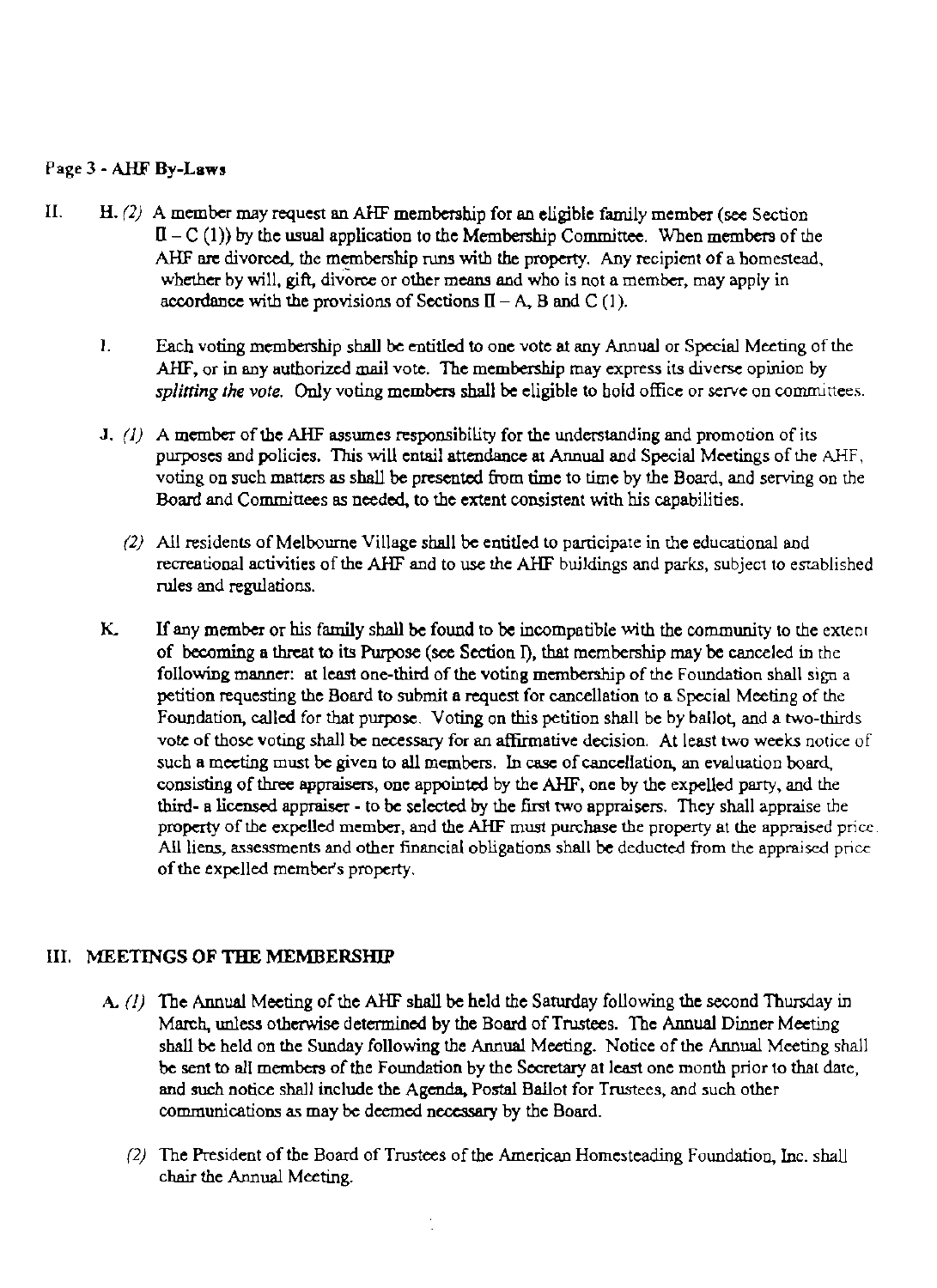II. H. *(2)* A member may request an AHF membership for an eligible family member (see Section II – C (1)) by the usual application to the Membership Committee. When members of the AHF are divorced, the membership runs with the property. Any recipient of a homestead, whether by will, gift, divorce or other means and who is not a member, may apply in accordance with the provisions of Sections II – A, B and C (1).

I. Each voting membership shall be entitled to one vote at any Annual or Special Meeting of the AHF, or in any authorized mail vote. The membership may express its diverse opinion by *splitting the vote.* Only voting members shall be eligible to hold office or serve on committees.

J. *(1)* A member of the AHF assumes responsibility for the understanding and promotion of its purposes and policies. This will entail attendance at Annual and Special Meetings of the AHF, voting on such matters as shall be presented from time to time by the Board, and serving on the Board and Committees as needed, to the extent consistent with his capabilities.

*(2)* All residents of Melbourne Village shall be entitled to participate in the educational and recreational activities of the AHF and to use the AHF buildings and parks, subject to established rules and regulations.

K. If any member or his family shall be found to be incompatible with the community to the extent of becoming a threat to its Purpose (see Section I), that membership may be canceled in the following manner: at least one-third of the voting membership of the Foundation shall sign a petition requesting the Board to submit a request for cancellation to a Special Meeting of the Foundation, called for that purpose. Voting on this petition shall be by ballot, and a two-thirds vote of those voting shall be necessary for an affirmative decision. At least two weeks notice of such a meeting must be given to all members. In case of cancellation, an evaluation board, consisting of three appraisers, one appointed by the AHF, one by the expelled party, and the third- a licensed appraiser - to be selected by the first two appraisers. They shall appraise the property of the expelled member, and the AHF must purchase the property at the appraised price. All liens, assessments and other financial obligations shall be deducted from the appraised price of the expelled member's property.

## III. MEETINGS OF THE MEMBERSHIP

A. *(1)* The Annual Meeting of the AHF shall be held the Saturday following the second Thursday in March, unless otherwise determined by the Board of Trustees. The Annual Dinner Meeting shall be held on the Sunday following the Annual Meeting. Notice of the Annual Meeting shall be sent to all members of the Foundation by the Secretary at least one month prior to that date, and such notice shall include the Agenda, Postal Ballot for Trustees, and such other communications as may be deemed necessary by the Board.

*(2)* The President of the Board of Trustees of the American Homesteading Foundation, Inc. shall chair the Annual Meeting.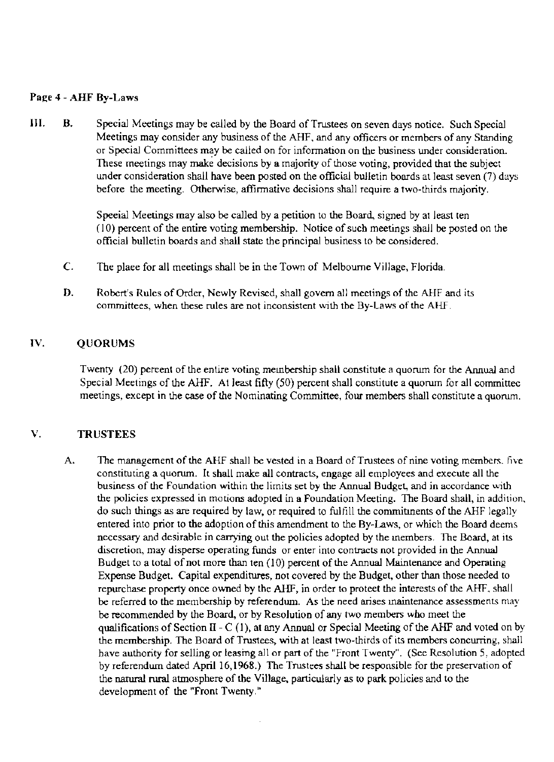III. B. Special Meetings may be called by the Board of Trustees on seven days notice. Such Special Meetings may consider any business of the AHF, and any officers or members of any Standing or Special Committees may be called on for information on the business under consideration. These meetings may make decisions by a majority of those voting, provided that the subject under consideration shall have been posted on the official bulletin boards at least seven (7) days before the meeting. Otherwise, affirmative decisions shall require a two-thirds majority.

Special Meetings may also be called by a petition to the Board, signed by at least ten (10) percent of the entire voting membership. Notice of such meetings shall be posted on the official bulletin boards and shall state the principal business to be considered.

C. The place for all meetings shall be in the Town of Melbourne Village, Florida.

D. Robert's Rules of Order, Newly Revised, shall govern all meetings of the AHF and its committees, when these rules are not inconsistent with the By-Laws of the AHF.

## IV. QUORUMS

Twenty (20) percent of the entire voting membership shall constitute a quorum for the Annual and Special Meetings of the AHF. At least fifty (50) percent shall constitute a quorum for all committee meetings, except in the case of the Nominating Committee, four members shall constitute a quorum.

## V. TRUSTEES

A. The management of the AHF shall be vested in a Board of Trustees of nine voting members, five constituting a quorum. It shall make all contracts, engage all employees and execute all the business of the Foundation within the limits set by the Annual Budget, and in accordance with the policies expressed in motions adopted in a Foundation Meeting. The Board shall, in addition, do such things as are required by law, or required to fulfill the commitments of the AHF legally entered into prior to the adoption of this amendment to the By-Laws, or which the Board deems necessary and desirable in carrying out the policies adopted by the members. The Board, at its discretion, may disperse operating funds or enter into contracts not provided in the Annual Budget to a total of not more than ten (10) percent of the Annual Maintenance and Operating Expense Budget. Capital expenditures, not covered by the Budget, other than those needed to repurchase property once owned by the AHF, in order to protect the interests of the AHF, shall be referred to the membership by referendum. As the need arises maintenance assessments may be recommended by the Board, or by Resolution of any two members who meet the qualifications of Section II - C (1), at any Annual or Special Meeting of the AHF and voted on by the membership. The Board of Trustees, with at least two-thirds of its members concurring, shall have authority for selling or leasing all or part of the "Front Twenty". (See Resolution 5, adopted by referendum dated April 16,1968.) The Trustees shall be responsible for the preservation of the natural rural atmosphere of the Village, particularly as to park policies and to the development of the "Front Twenty."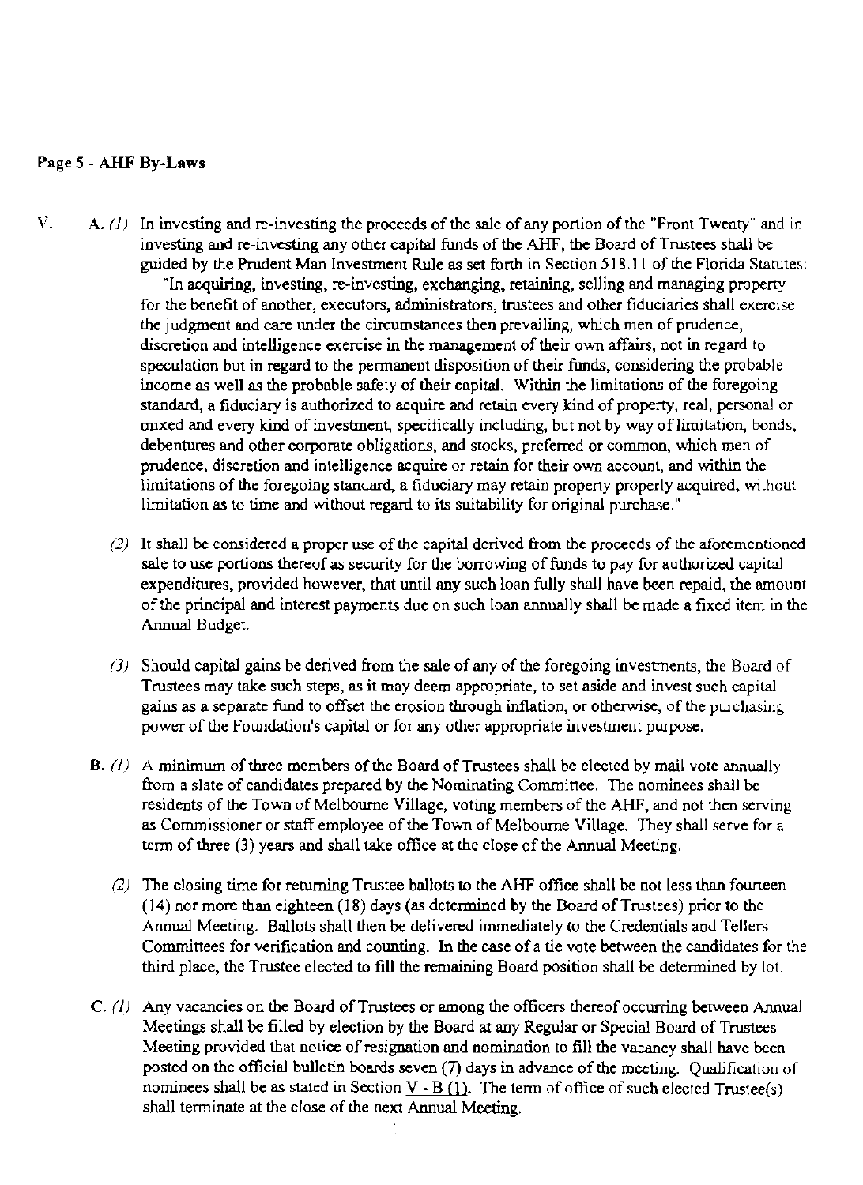V. **A.** *(1)* In investing and re-investing the proceeds of the sale of any portion of the "Front Twenty" and in investing and re-investing any other capital funds of the AHF, the Board of Trustees shall be guided by the Prudent Man Investment Rule as set forth in Section 518.11 of the Florida Statutes:

"In acquiring, investing, re-investing, exchanging, retaining, selling and managing property for the benefit of another, executors, administrators, trustees and other fiduciaries shall exercise the judgment and care under the circumstances then prevailing, which men of prudence, discretion and intelligence exercise in the management of their own affairs, not in regard to speculation but in regard to the permanent disposition of their funds, considering the probable income as well as the probable safety of their capital. Within the limitations of the foregoing standard, a fiduciary is authorized to acquire and retain every kind of property, real, personal or mixed and every kind of investment, specifically including, but not by way of limitation, bonds, debentures and other corporate obligations, and stocks, preferred or common, which men of prudence, discretion and intelligence acquire or retain for their own account, and within the limitations of the foregoing standard, a fiduciary may retain property properly acquired, without limitation as to time and without regard to its suitability for original purchase."

*(2)* It shall be considered a proper use of the capital derived from the proceeds of the aforementioned sale to use portions thereof as security for the borrowing of funds to pay for authorized capital expenditures, provided however, that until any such loan fully shall have been repaid, the amount of the principal and interest payments due on such loan annually shall be made a fixed item in the Annual Budget.

*(3)* Should capital gains be derived from the sale of any of the foregoing investments, the Board of Trustees may take such steps, as it may deem appropriate, to set aside and invest such capital gains as a separate fund to offset the erosion through inflation, or otherwise, of the purchasing power of the Foundation's capital or for any other appropriate investment purpose.

**B.** *(1)* A minimum of three members of the Board of Trustees shall be elected by mail vote annually from a slate of candidates prepared by the Nominating Committee. The nominees shall be residents of the Town of Melbourne Village, voting members of the AHF, and not then serving as Commissioner or staff employee of the Town of Melbourne Village. They shall serve for a term of three (3) years and shall take office at the close of the Annual Meeting.

*(2)* The closing time for returning Trustee ballots to the AHF office shall be not less than fourteen (14) nor more than eighteen (18) days (as determined by the Board of Trustees) prior to the Annual Meeting. Ballots shall then be delivered immediately to the Credentials and Tellers Committees for verification and counting. In the case of a tie vote between the candidates for the third place, the Trustee elected to fill the remaining Board position shall be determined by lot.

**C.** *(1)* Any vacancies on the Board of Trustees or among the officers thereof occurring between Annual Meetings shall be filled by election by the Board at any Regular or Special Board of Trustees Meeting provided that notice of resignation and nomination to fill the vacancy shall have been posted on the official bulletin boards seven (7) days in advance of the meeting. Qualification of nominees shall be as stated in Section V - B (1). The term of office of such elected Trustee(s) shall terminate at the close of the next Annual Meeting.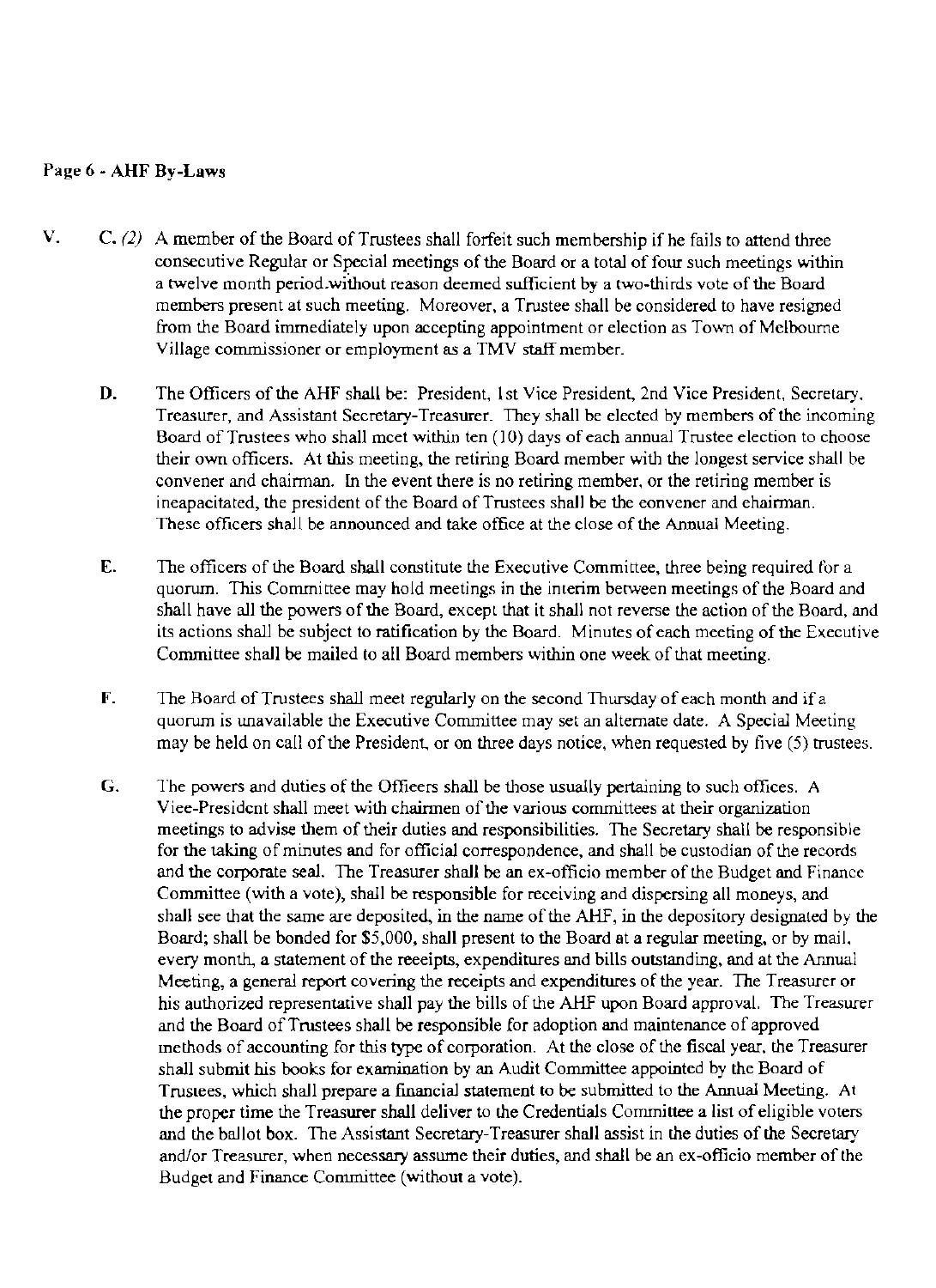V. C. *(2)* A member of the Board of Trustees shall forfeit such membership if he fails to attend three consecutive Regular or Special meetings of the Board or a total of four such meetings within a twelve month period without reason deemed sufficient by a two-thirds vote of the Board members present at such meeting. Moreover, a Trustee shall be considered to have resigned from the Board immediately upon accepting appointment or election as Town of Melbourne Village commissioner or employment as a TMV staff member.

**D.** The Officers of the AHF shall be: President, 1st Vice President, 2nd Vice President, Secretary, Treasurer, and Assistant Secretary-Treasurer. They shall be elected by members of the incoming Board of Trustees who shall meet within ten (10) days of each annual Trustee election to choose their own officers. At this meeting, the retiring Board member with the longest service shall be convener and chairman. In the event there is no retiring member, or the retiring member is incapacitated, the president of the Board of Trustees shall be the convener and chairman. These officers shall be announced and take office at the close of the Annual Meeting.

**E.** The officers of the Board shall constitute the Executive Committee, three being required for a quorum. This Committee may hold meetings in the interim between meetings of the Board and shall have all the powers of the Board, except that it shall not reverse the action of the Board, and its actions shall be subject to ratification by the Board. Minutes of each meeting of the Executive Committee shall be mailed to all Board members within one week of that meeting.

**F.** The Board of Trustees shall meet regularly on the second Thursday of each month and if a quorum is unavailable the Executive Committee may set an alternate date. A Special Meeting may be held on call of the President, or on three days notice, when requested by five (5) trustees.

**G.** The powers and duties of the Officers shall be those usually pertaining to such offices. A Vice-President shall meet with chairmen of the various committees at their organization meetings to advise them of their duties and responsibilities. The Secretary shall be responsible for the taking of minutes and for official correspondence, and shall be custodian of the records and the corporate seal. The Treasurer shall be an ex-officio member of the Budget and Finance Committee (with a vote), shall be responsible for receiving and dispersing all moneys, and shall see that the same are deposited, in the name of the AHF, in the depository designated by the Board; shall be bonded for $5,000, shall present to the Board at a regular meeting, or by mail, every month, a statement of the receipts, expenditures and bills outstanding, and at the Annual Meeting, a general report covering the receipts and expenditures of the year. The Treasurer or his authorized representative shall pay the bills of the AHF upon Board approval. The Treasurer and the Board of Trustees shall be responsible for adoption and maintenance of approved methods of accounting for this type of corporation. At the close of the fiscal year, the Treasurer shall submit his books for examination by an Audit Committee appointed by the Board of Trustees, which shall prepare a financial statement to be submitted to the Annual Meeting. At the proper time the Treasurer shall deliver to the Credentials Committee a list of eligible voters and the ballot box. The Assistant Secretary-Treasurer shall assist in the duties of the Secretary and/or Treasurer, when necessary assume their duties, and shall be an ex-officio member of the Budget and Finance Committee (without a vote).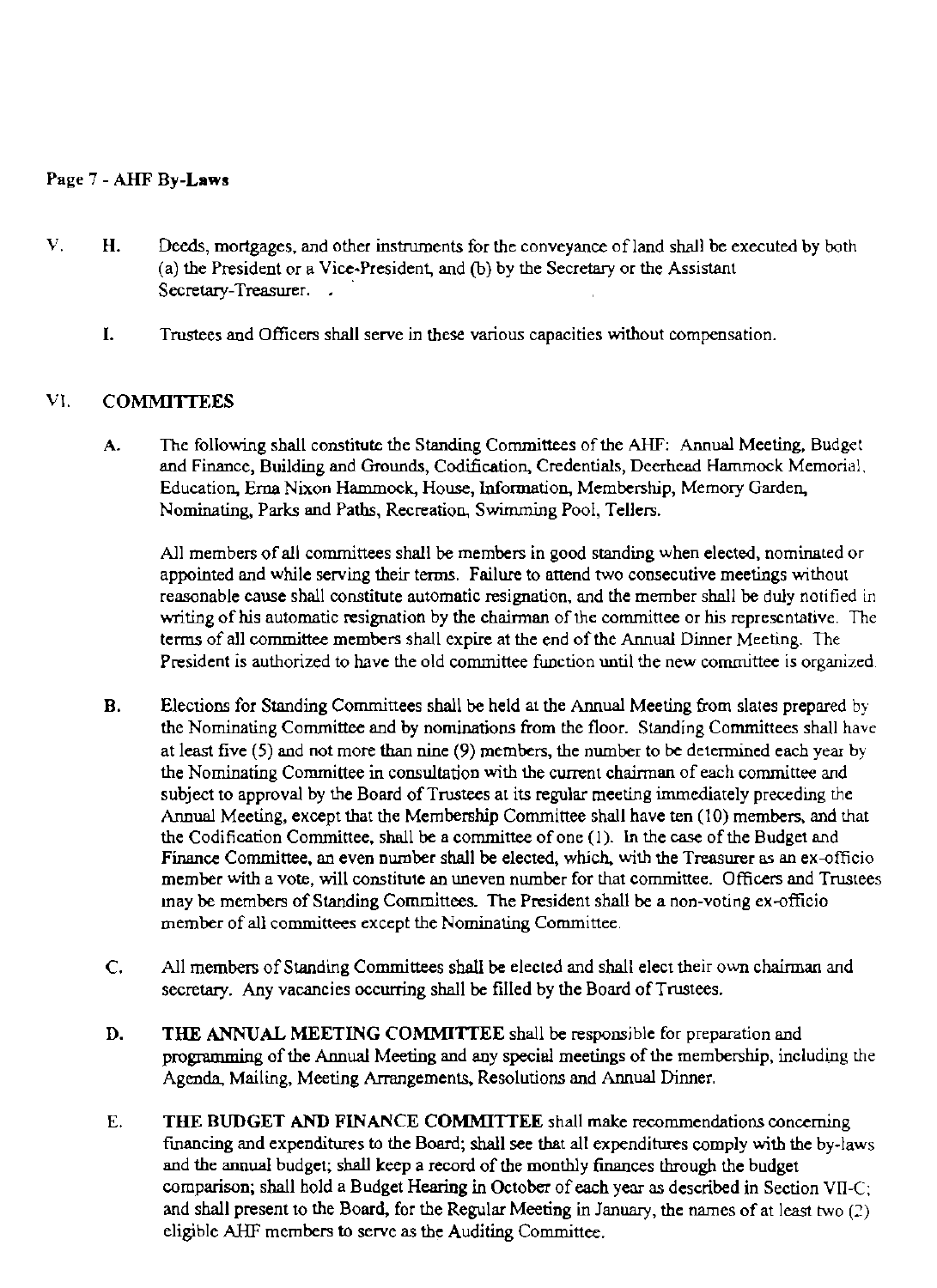V. H. Deeds, mortgages, and other instruments for the conveyance of land shall be executed by both (a) the President or a Vice-President, and (b) by the Secretary or the Assistant Secretary-Treasurer.

I. Trustees and Officers shall serve in these various capacities without compensation.

## VI. COMMITTEES

**A.** The following shall constitute the Standing Committees of the AHF: Annual Meeting, Budget and Finance, Building and Grounds, Codification, Credentials, Deerhead Hammock Memorial, Education, Erna Nixon Hammock, House, Information, Membership, Memory Garden, Nominating, Parks and Paths, Recreation, Swimming Pool, Tellers.

All members of all committees shall be members in good standing when elected, nominated or appointed and while serving their terms. Failure to attend two consecutive meetings without reasonable cause shall constitute automatic resignation, and the member shall be duly notified in writing of his automatic resignation by the chairman of the committee or his representative. The terms of all committee members shall expire at the end of the Annual Dinner Meeting. The President is authorized to have the old committee function until the new committee is organized.

**B.** Elections for Standing Committees shall be held at the Annual Meeting from slates prepared by the Nominating Committee and by nominations from the floor. Standing Committees shall have at least five (5) and not more than nine (9) members, the number to be determined each year by the Nominating Committee in consultation with the current chairman of each committee and subject to approval by the Board of Trustees at its regular meeting immediately preceding the Annual Meeting, except that the Membership Committee shall have ten (10) members, and that the Codification Committee, shall be a committee of one (1). In the case of the Budget and Finance Committee, an even number shall be elected, which, with the Treasurer as an ex-officio member with a vote, will constitute an uneven number for that committee. Officers and Trustees may be members of Standing Committees. The President shall be a non-voting ex-officio member of all committees except the Nominating Committee.

**C.** All members of Standing Committees shall be elected and shall elect their own chairman and secretary. Any vacancies occurring shall be filled by the Board of Trustees.

**D.** **THE ANNUAL MEETING COMMITTEE** shall be responsible for preparation and programming of the Annual Meeting and any special meetings of the membership, including the Agenda, Mailing, Meeting Arrangements, Resolutions and Annual Dinner.

**E.** **THE BUDGET AND FINANCE COMMITTEE** shall make recommendations concerning financing and expenditures to the Board; shall see that all expenditures comply with the by-laws and the annual budget; shall keep a record of the monthly finances through the budget comparison; shall hold a Budget Hearing in October of each year as described in Section VII-C; and shall present to the Board, for the Regular Meeting in January, the names of at least two (2) eligible AHF members to serve as the Auditing Committee.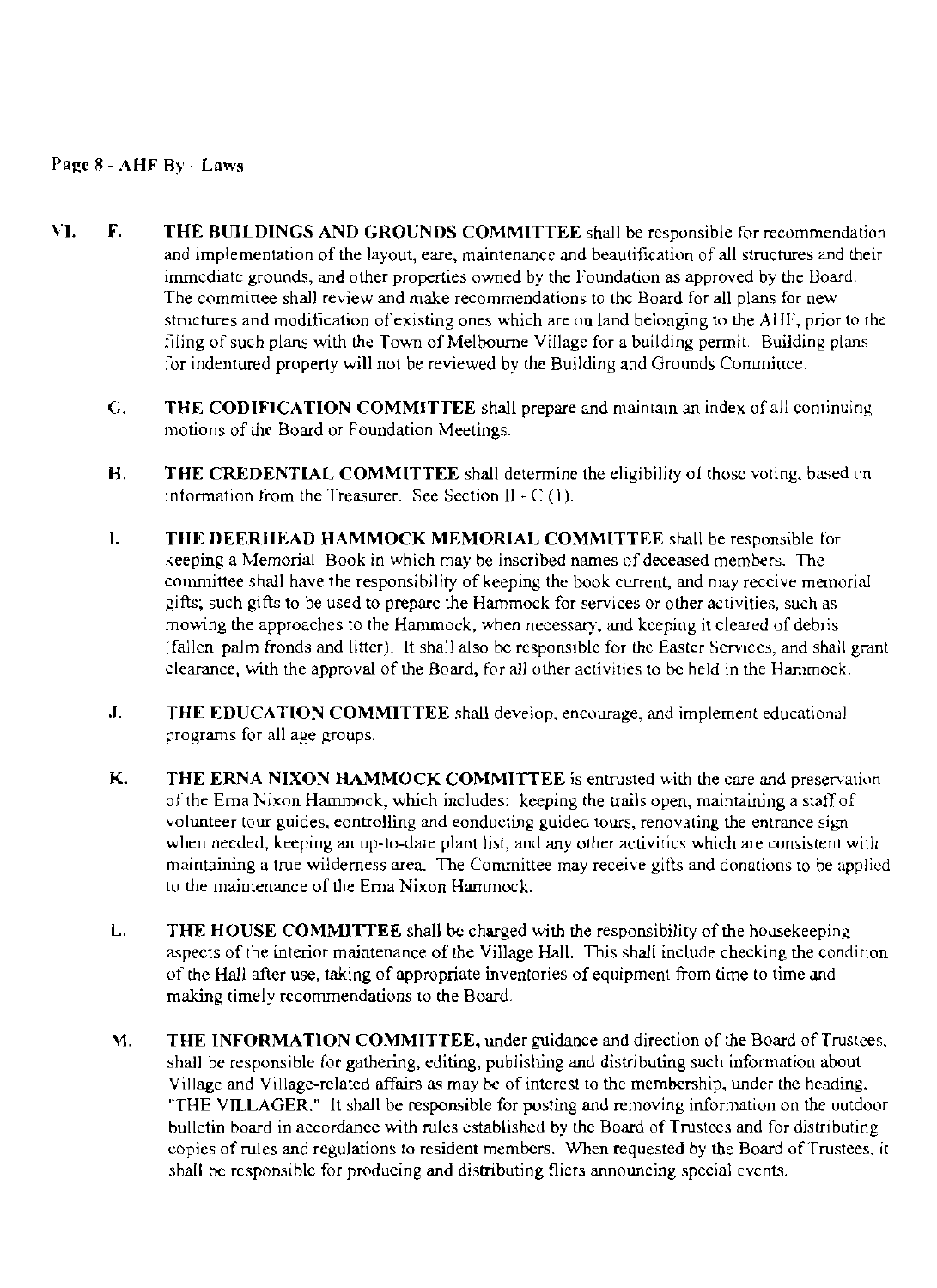VI. F. **THE BUILDINGS AND GROUNDS COMMITTEE** shall be responsible for recommendation and implementation of the layout, eare, maintenance and beautification of all structures and their immediate grounds, and other properties owned by the Foundation as approved by the Board. The committee shall review and make recommendations to the Board for all plans for new structures and modification of existing ones which are on land belonging to the AHF, prior to the filing of such plans with the Town of Melbourne Village for a building permit. Building plans for indentured property will not be reviewed by the Building and Grounds Committee.

G. **THE CODIFICATION COMMITTEE** shall prepare and maintain an index of all continuing motions of the Board or Foundation Meetings.

H. **THE CREDENTIAL COMMITTEE** shall determine the eligibility of those voting, based on information from the Treasurer. See Section II - C (1).

I. **THE DEERHEAD HAMMOCK MEMORIAL COMMITTEE** shall be responsible for keeping a Memorial Book in which may be inscribed names of deceased members. The committee shall have the responsibility of keeping the book current, and may receive memorial gifts; such gifts to be used to prepare the Hammock for services or other activities, such as mowing the approaches to the Hammock, when necessary, and keeping it cleared of debris (fallen palm fronds and litter). It shall also be responsible for the Easter Services, and shall grant clearance, with the approval of the Board, for all other activities to be held in the Hammock.

J. **THE EDUCATION COMMITTEE** shall develop, encourage, and implement educational programs for all age groups.

K. **THE ERNA NIXON HAMMOCK COMMITTEE** is entrusted with the care and preservation of the Erna Nixon Hammock, which includes: keeping the trails open, maintaining a staff of volunteer tour guides, controlling and eonducting guided tours, renovating the entrance sign when needed, keeping an up-to-date plant list, and any other activities which are consistent with maintaining a true wilderness area. The Committee may receive gifts and donations to be applied to the maintenance of the Erna Nixon Hammock.

L. **THE HOUSE COMMITTEE** shall be charged with the responsibility of the housekeeping aspects of the interior maintenance of the Village Hall. This shall include checking the condition of the Hall after use, taking of appropriate inventories of equipment from time to time and making timely recommendations to the Board.

M. **THE INFORMATION COMMITTEE,** under guidance and direction of the Board of Trustees, shall be responsible for gathering, editing, publishing and distributing such information about Village and Village-related affairs as may be of interest to the membership, under the heading, "THE VILLAGER." It shall be responsible for posting and removing information on the outdoor bulletin board in accordance with rules established by the Board of Trustees and for distributing copies of rules and regulations to resident members. When requested by the Board of Trustees, it shall be responsible for producing and distributing fliers announcing special events.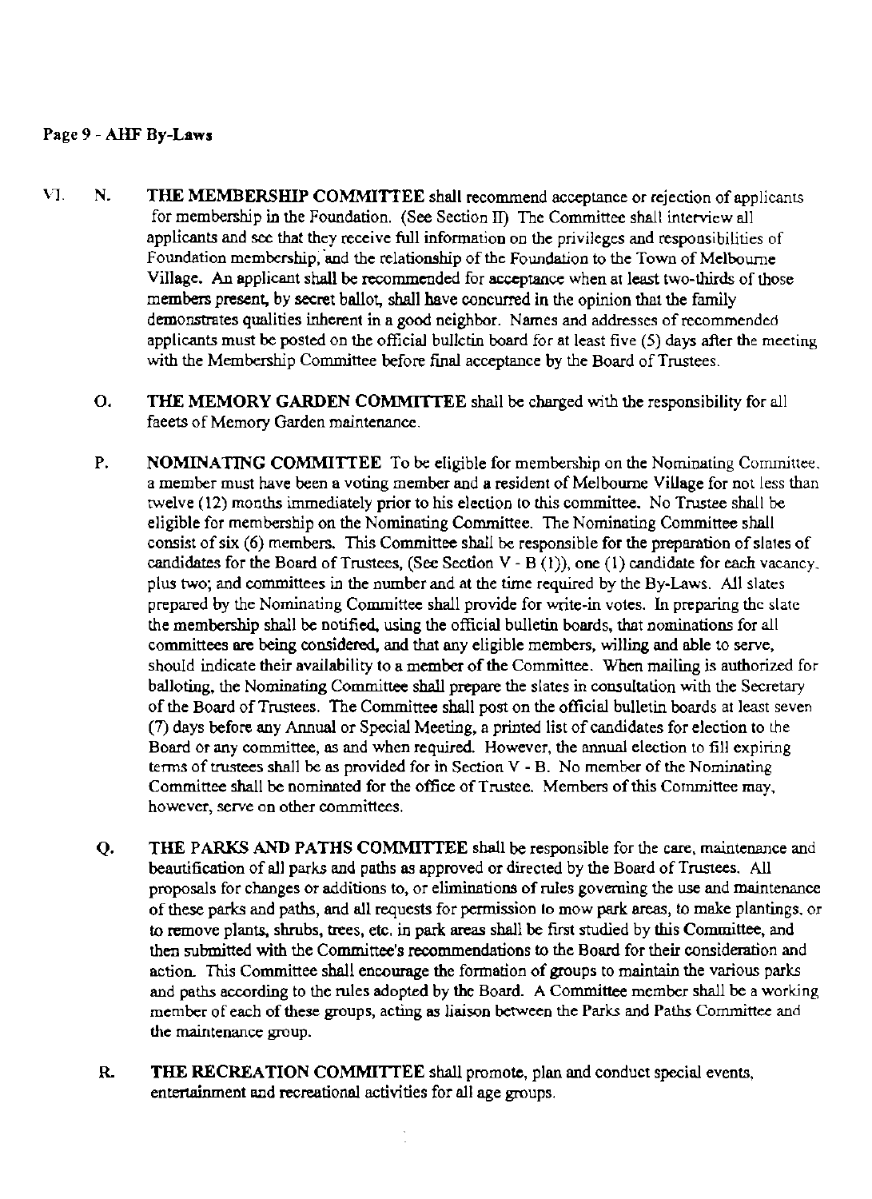VI. N. **THE MEMBERSHIP COMMITTEE** shall recommend acceptance or rejection of applicants for membership in the Foundation. (See Section II) The Committee shall interview all applicants and see that they receive full information on the privileges and responsibilities of Foundation membership, and the relationship of the Foundation to the Town of Melbourne Village. An applicant shall be recommended for acceptance when at least two-thirds of those members present, by secret ballot, shall have concurred in the opinion that the family demonstrates qualities inherent in a good neighbor. Names and addresses of recommended applicants must be posted on the official bulletin board for at least five (5) days after the meeting with the Membership Committee before final acceptance by the Board of Trustees.

O. **THE MEMORY GARDEN COMMITTEE** shall be charged with the responsibility for all facets of Memory Garden maintenance.

P. **NOMINATING COMMITTEE** To be eligible for membership on the Nominating Committee, a member must have been a voting member and a resident of Melbourne Village for not less than twelve (12) months immediately prior to his election to this committee. No Trustee shall be eligible for membership on the Nominating Committee. The Nominating Committee shall consist of six (6) members. This Committee shall be responsible for the preparation of slates of candidates for the Board of Trustees, (See Section V - B (1)), one (1) candidate for each vacancy, plus two; and committees in the number and at the time required by the By-Laws. All slates prepared by the Nominating Committee shall provide for write-in votes. In preparing the slate the membership shall be notified, using the official bulletin boards, that nominations for all committees are being considered, and that any eligible members, willing and able to serve, should indicate their availability to a member of the Committee. When mailing is authorized for balloting, the Nominating Committee shall prepare the slates in consultation with the Secretary of the Board of Trustees. The Committee shall post on the official bulletin boards at least seven (7) days before any Annual or Special Meeting, a printed list of candidates for election to the Board or any committee, as and when required. However, the annual election to fill expiring terms of trustees shall be as provided for in Section V - B. No member of the Nominating Committee shall be nominated for the office of Trustee. Members of this Committee may, however, serve on other committees.

Q. **THE PARKS AND PATHS COMMITTEE** shall be responsible for the care, maintenance and beautification of all parks and paths as approved or directed by the Board of Trustees. All proposals for changes or additions to, or eliminations of rules governing the use and maintenance of these parks and paths, and all requests for permission to mow park areas, to make plantings, or to remove plants, shrubs, trees, etc. in park areas shall be first studied by this Committee, and then submitted with the Committee's recommendations to the Board for their consideration and action. This Committee shall encourage the formation of groups to maintain the various parks and paths according to the rules adopted by the Board. A Committee member shall be a working member of each of these groups, acting as liaison between the Parks and Paths Committee and the maintenance group.

R. **THE RECREATION COMMITTEE** shall promote, plan and conduct special events, entertainment and recreational activities for all age groups.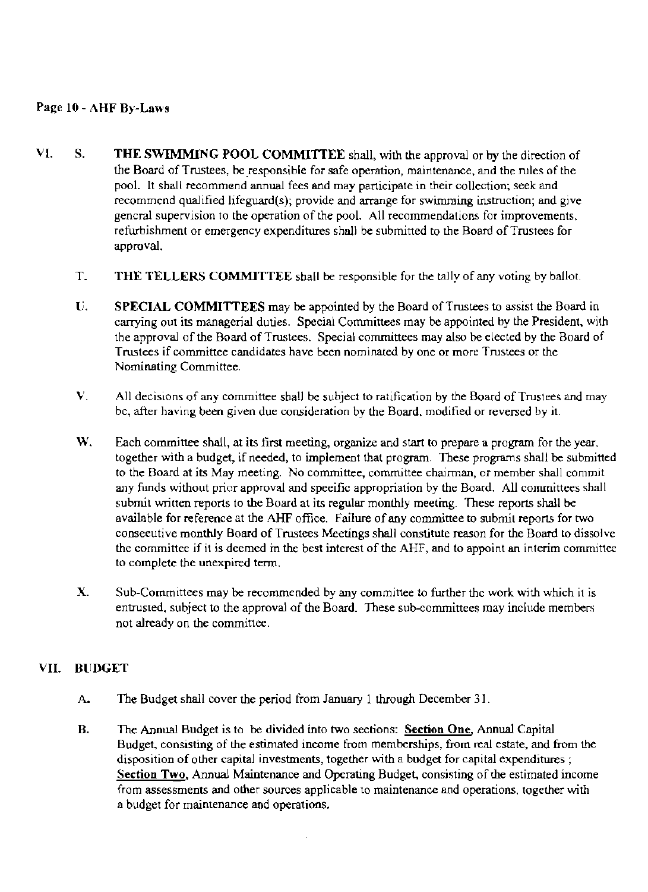VI. S. **THE SWIMMING POOL COMMITTEE** shall, with the approval or by the direction of the Board of Trustees, be responsible for safe operation, maintenance, and the rules of the pool. It shall recommend annual fees and may participate in their collection; seek and recommend qualified lifeguard(s); provide and arrange for swimming instruction; and give general supervision to the operation of the pool. All recommendations for improvements, refurbishment or emergency expenditures shall be submitted to the Board of Trustees for approval.

T. **THE TELLERS COMMITTEE** shall be responsible for the tally of any voting by ballot.

U. **SPECIAL COMMITTEES** may be appointed by the Board of Trustees to assist the Board in carrying out its managerial duties. Special Committees may be appointed by the President, with the approval of the Board of Trustees. Special committees may also be elected by the Board of Trustees if committee candidates have been nominated by one or more Trustees or the Nominating Committee.

V. All decisions of any committee shall be subject to ratification by the Board of Trustees and may be, after having been given due consideration by the Board, modified or reversed by it.

W. Each committee shall, at its first meeting, organize and start to prepare a program for the year, together with a budget, if needed, to implement that program. These programs shall be submitted to the Board at its May meeting. No committee, committee chairman, or member shall commit any funds without prior approval and specific appropriation by the Board. All committees shall submit written reports to the Board at its regular monthly meeting. These reports shall be available for reference at the AHF office. Failure of any committee to submit reports for two consecutive monthly Board of Trustees Meetings shall constitute reason for the Board to dissolve the committee if it is deemed in the best interest of the AHF, and to appoint an interim committee to complete the unexpired term.

X. Sub-Committees may be recommended by any committee to further the work with which it is entrusted, subject to the approval of the Board. These sub-committees may include members not already on the committee.

## VII. BUDGET

A. The Budget shall cover the period from January 1 through December 31.

B. The Annual Budget is to be divided into two sections: **Section One**, Annual Capital Budget, consisting of the estimated income from memberships, from real estate, and from the disposition of other capital investments, together with a budget for capital expenditures ; **Section Two**, Annual Maintenance and Operating Budget, consisting of the estimated income from assessments and other sources applicable to maintenance and operations, together with a budget for maintenance and operations.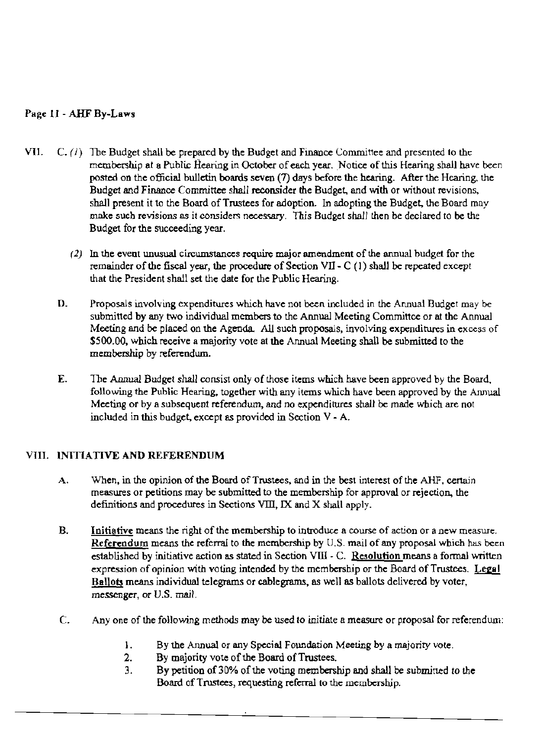VII. C. *(1)* The Budget shall be prepared by the Budget and Finance Committee and presented to the membership at a Public Hearing in October of each year. Notice of this Hearing shall have been posted on the official bulletin boards seven (7) days before the hearing. After the Hearing, the Budget and Finance Committee shall reconsider the Budget, and with or without revisions, shall present it to the Board of Trustees for adoption. In adopting the Budget, the Board may make such revisions as it considers necessary. This Budget shall then be declared to be the Budget for the succeeding year.

*(2)* In the event unusual circumstances require major amendment of the annual budget for the remainder of the fiscal year, the procedure of Section VII - C (1) shall be repeated except that the President shall set the date for the Public Hearing.

D. Proposals involving expenditures which have not been included in the Annual Budget may be submitted by any two individual members to the Annual Meeting Committee or at the Annual Meeting and be placed on the Agenda. All such proposals, involving expenditures in excess of $500.00, which receive a majority vote at the Annual Meeting shall be submitted to the membership by referendum.

E. The Annual Budget shall consist only of those items which have been approved by the Board, following the Public Hearing, together with any items which have been approved by the Annual Meeting or by a subsequent referendum, and no expenditures shall be made which are not included in this budget, except as provided in Section V - A.

## VIII. INITIATIVE AND REFERENDUM

A. When, in the opinion of the Board of Trustees, and in the best interest of the AHF, certain measures or petitions may be submitted to the membership for approval or rejection, the definitions and procedures in Sections VIII, IX and X shall apply.

B. <u>Initiative</u> means the right of the membership to introduce a course of action or a new measure. <u>Referendum</u> means the referral to the membership by U.S. mail of any proposal which has been established by initiative action as stated in Section VIII - C. <u>Resolution</u> means a formal written expression of opinion with voting intended by the membership or the Board of Trustees. <u>Legal Ballots</u> means individual telegrams or cablegrams, as well as ballots delivered by voter, messenger, or U.S. mail.

C. Any one of the following methods may be used to initiate a measure or proposal for referendum:

1. By the Annual or any Special Foundation Meeting by a majority vote.
2. By majority vote of the Board of Trustees.
3. By petition of 30% of the voting membership and shall be submitted to the Board of Trustees, requesting referral to the membership.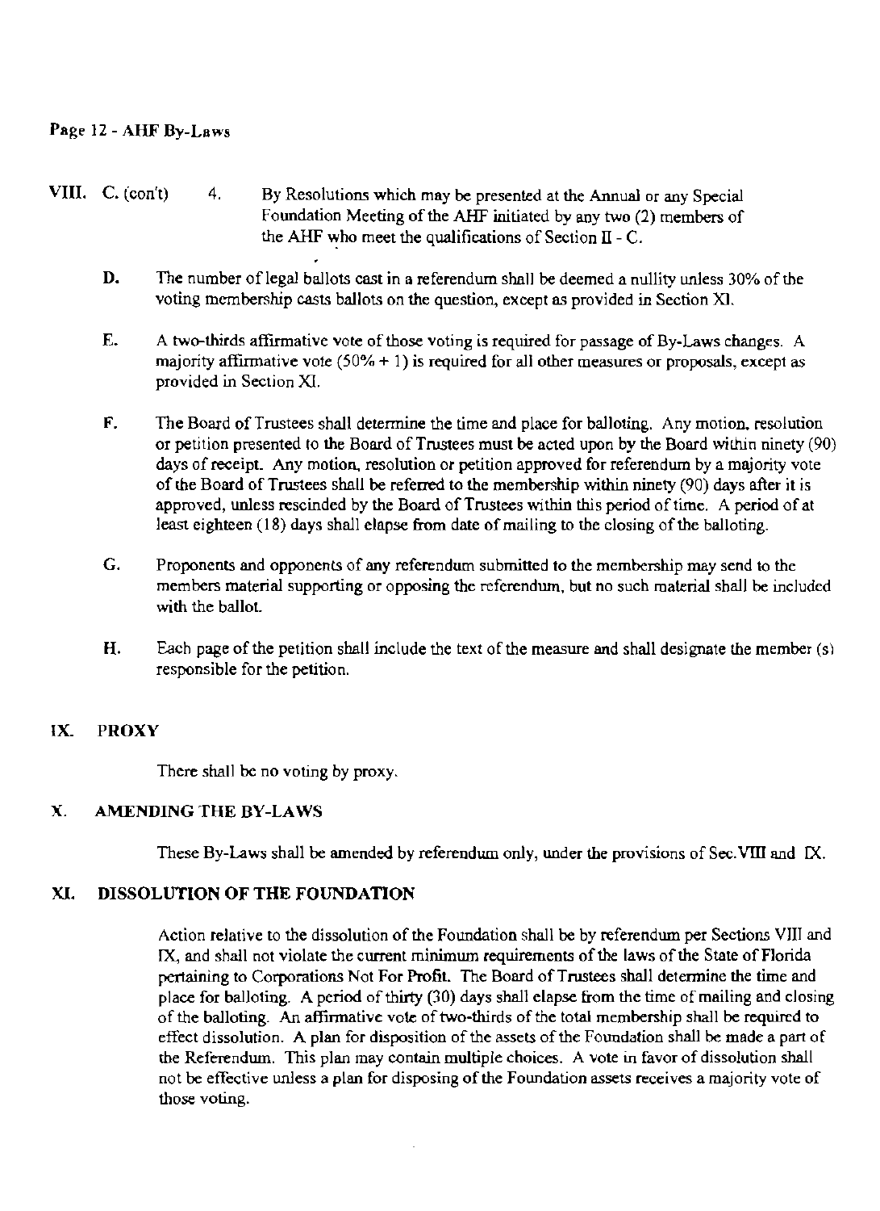VIII. C. (con't) 4. By Resolutions which may be presented at the Annual or any Special Foundation Meeting of the AHF initiated by any two (2) members of the AHF who meet the qualifications of Section II - C.

**D.** The number of legal ballots cast in a referendum shall be deemed a nullity unless 30% of the voting membership casts ballots on the question, except as provided in Section XI.

**E.** A two-thirds affirmative vote of those voting is required for passage of By-Laws changes. A majority affirmative vote (50% + 1) is required for all other measures or proposals, except as provided in Section XI.

**F.** The Board of Trustees shall determine the time and place for balloting. Any motion, resolution or petition presented to the Board of Trustees must be acted upon by the Board within ninety (90) days of receipt. Any motion, resolution or petition approved for referendum by a majority vote of the Board of Trustees shall be referred to the membership within ninety (90) days after it is approved, unless rescinded by the Board of Trustees within this period of time. A period of at least eighteen (18) days shall elapse from date of mailing to the closing of the balloting.

**G.** Proponents and opponents of any referendum submitted to the membership may send to the members material supporting or opposing the referendum, but no such material shall be included with the ballot.

**H.** Each page of the petition shall include the text of the measure and shall designate the member (s) responsible for the petition.

## IX. PROXY

There shall be no voting by proxy.

## X. AMENDING THE BY-LAWS

These By-Laws shall be amended by referendum only, under the provisions of Sec. VIII and IX.

## XI. DISSOLUTION OF THE FOUNDATION

Action relative to the dissolution of the Foundation shall be by referendum per Sections VIII and IX, and shall not violate the current minimum requirements of the laws of the State of Florida pertaining to Corporations Not For Profit. The Board of Trustees shall determine the time and place for balloting. A period of thirty (30) days shall elapse from the time of mailing and closing of the balloting. An affirmative vote of two-thirds of the total membership shall be required to effect dissolution. A plan for disposition of the assets of the Foundation shall be made a part of the Referendum. This plan may contain multiple choices. A vote in favor of dissolution shall not be effective unless a plan for disposing of the Foundation assets receives a majority vote of those voting.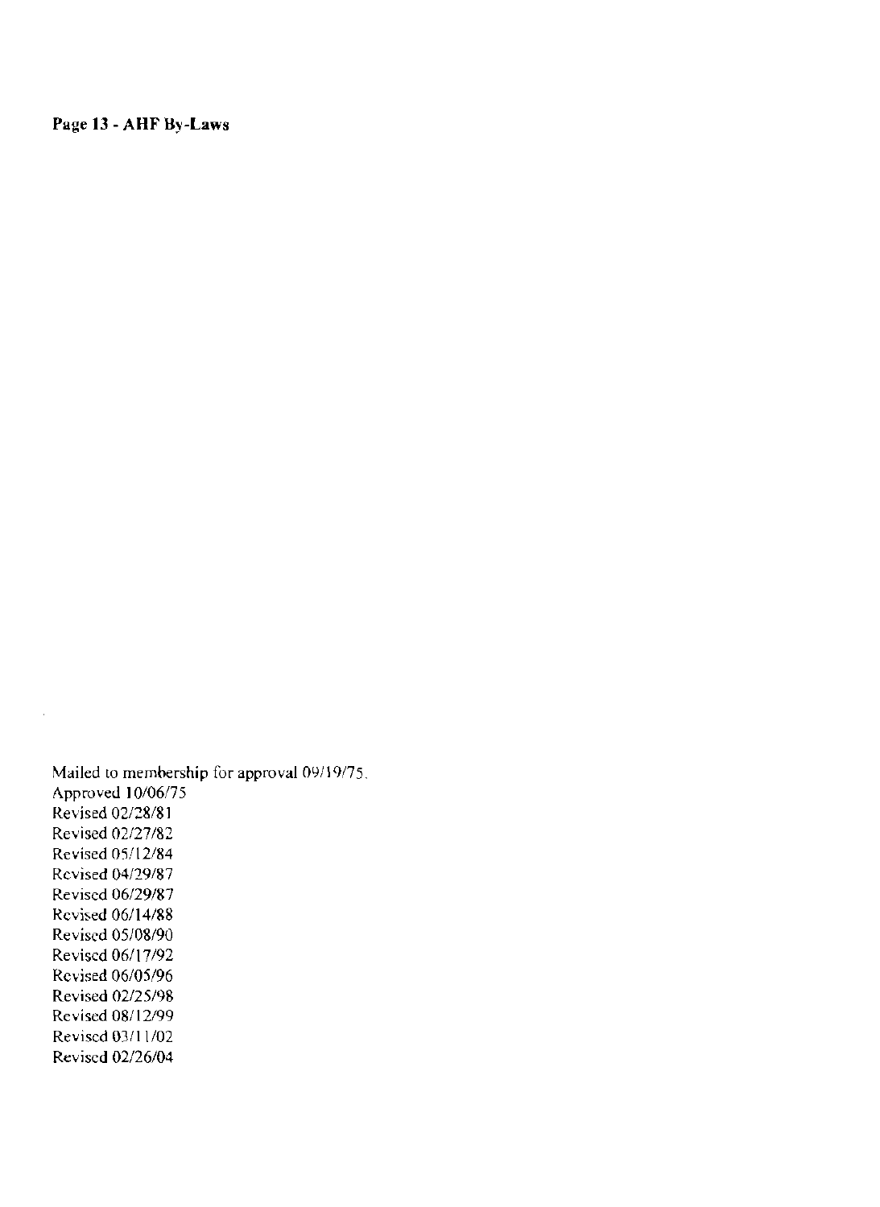Mailed to membership for approval 09/19/75.
Approved 10/06/75
Revised 02/28/81
Revised 02/27/82
Revised 05/12/84
Revised 04/29/87
Revised 06/29/87
Revised 06/14/88
Revised 05/08/90
Revised 06/17/92
Revised 06/05/96
Revised 02/25/98
Revised 08/12/99
Revised 03/11/02
Revised 02/26/04